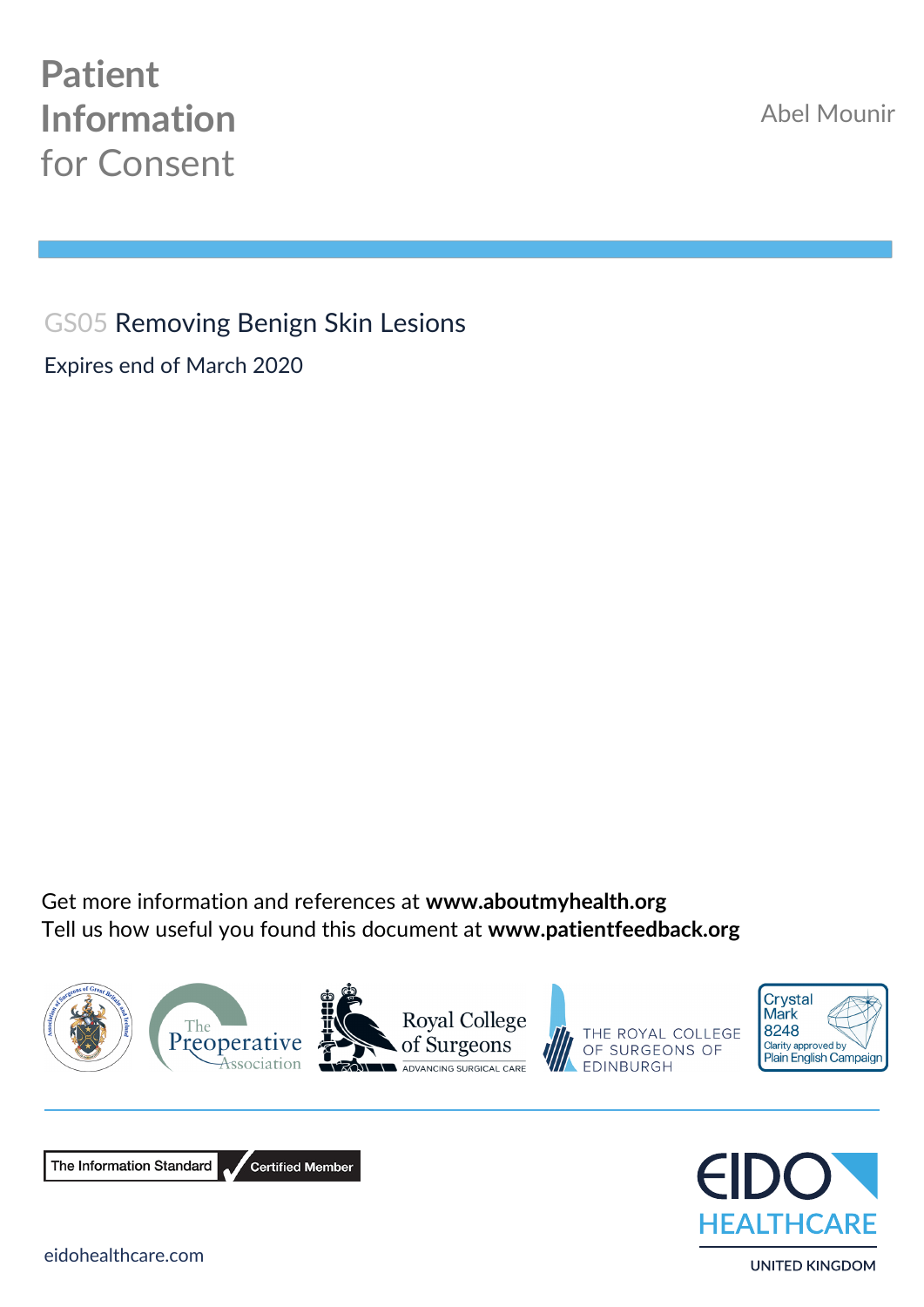# Patient Information for Consent

Abel Mounir

## GS05 Removing Benign Skin Lesions

Expires end of March 2020

Get more information and references at **www.aboutmyhealth.org**
Tell us how useful you found this document at **www.patientfeedback.org**

The Preoperative Association

Royal College of Surgeons
ADVANCING SURGICAL CARE

THE ROYAL COLLEGE OF SURGEONS OF EDINBURGH

Crystal Mark 8248 Clarity approved by Plain English Campaign

The Information Standard Certified Member

EIDO HEALTHCARE
UNITED KINGDOM

eidohealthcare.com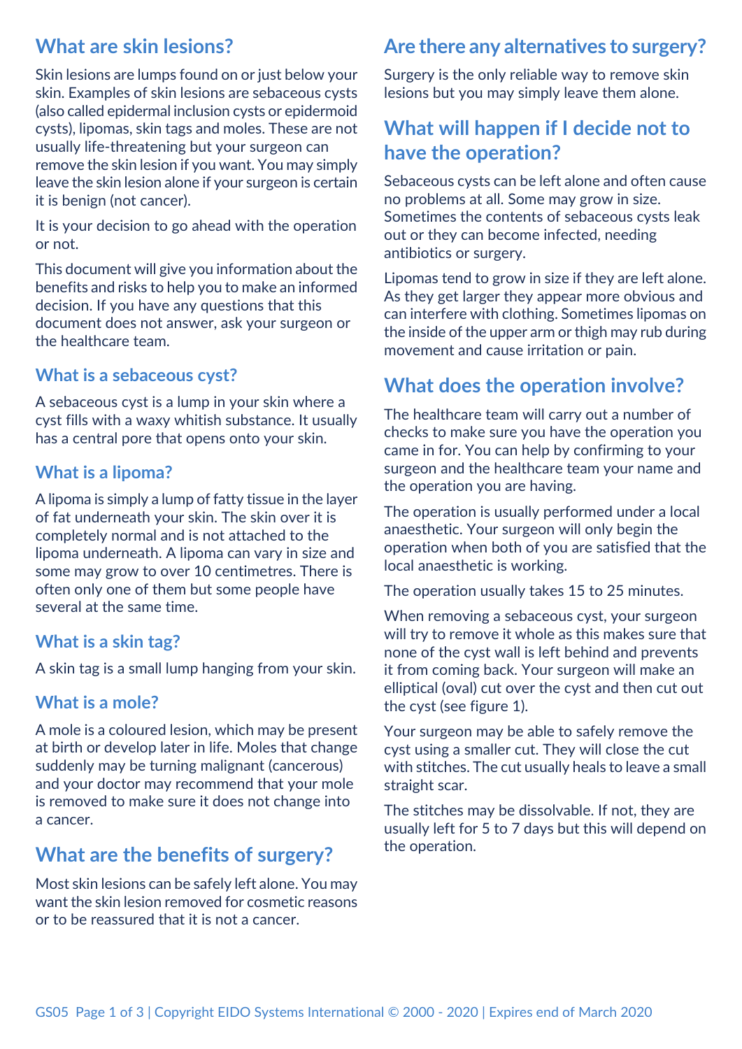## What are skin lesions?

Skin lesions are lumps found on or just below your skin. Examples of skin lesions are sebaceous cysts (also called epidermal inclusion cysts or epidermoid cysts), lipomas, skin tags and moles. These are not usually life-threatening but your surgeon can remove the skin lesion if you want. You may simply leave the skin lesion alone if your surgeon is certain it is benign (not cancer).

It is your decision to go ahead with the operation or not.

This document will give you information about the benefits and risks to help you to make an informed decision. If you have any questions that this document does not answer, ask your surgeon or the healthcare team.

### What is a sebaceous cyst?

A sebaceous cyst is a lump in your skin where a cyst fills with a waxy whitish substance. It usually has a central pore that opens onto your skin.

### What is a lipoma?

A lipoma is simply a lump of fatty tissue in the layer of fat underneath your skin. The skin over it is completely normal and is not attached to the lipoma underneath. A lipoma can vary in size and some may grow to over 10 centimetres. There is often only one of them but some people have several at the same time.

### What is a skin tag?

A skin tag is a small lump hanging from your skin.

### What is a mole?

A mole is a coloured lesion, which may be present at birth or develop later in life. Moles that change suddenly may be turning malignant (cancerous) and your doctor may recommend that your mole is removed to make sure it does not change into a cancer.

## What are the benefits of surgery?

Most skin lesions can be safely left alone. You may want the skin lesion removed for cosmetic reasons or to be reassured that it is not a cancer.

## Are there any alternatives to surgery?

Surgery is the only reliable way to remove skin lesions but you may simply leave them alone.

## What will happen if I decide not to have the operation?

Sebaceous cysts can be left alone and often cause no problems at all. Some may grow in size. Sometimes the contents of sebaceous cysts leak out or they can become infected, needing antibiotics or surgery.

Lipomas tend to grow in size if they are left alone. As they get larger they appear more obvious and can interfere with clothing. Sometimes lipomas on the inside of the upper arm or thigh may rub during movement and cause irritation or pain.

## What does the operation involve?

The healthcare team will carry out a number of checks to make sure you have the operation you came in for. You can help by confirming to your surgeon and the healthcare team your name and the operation you are having.

The operation is usually performed under a local anaesthetic. Your surgeon will only begin the operation when both of you are satisfied that the local anaesthetic is working.

The operation usually takes 15 to 25 minutes.

When removing a sebaceous cyst, your surgeon will try to remove it whole as this makes sure that none of the cyst wall is left behind and prevents it from coming back. Your surgeon will make an elliptical (oval) cut over the cyst and then cut out the cyst (see figure 1).

Your surgeon may be able to safely remove the cyst using a smaller cut. They will close the cut with stitches. The cut usually heals to leave a small straight scar.

The stitches may be dissolvable. If not, they are usually left for 5 to 7 days but this will depend on the operation.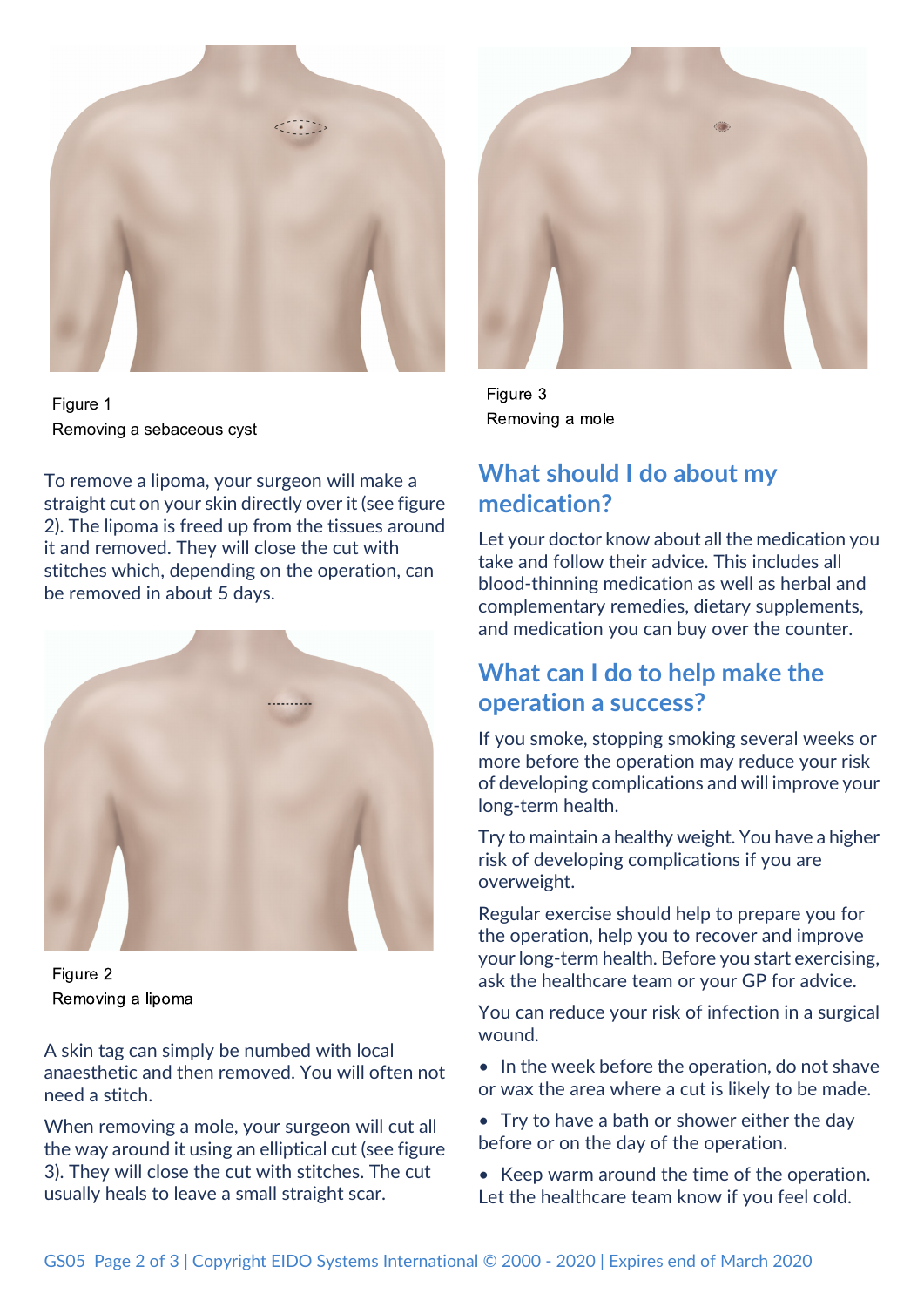Figure 1
Removing a sebaceous cyst

To remove a lipoma, your surgeon will make a straight cut on your skin directly over it (see figure 2). The lipoma is freed up from the tissues around it and removed. They will close the cut with stitches which, depending on the operation, can be removed in about 5 days.

Figure 2
Removing a lipoma

A skin tag can simply be numbed with local anaesthetic and then removed. You will often not need a stitch.

When removing a mole, your surgeon will cut all the way around it using an elliptical cut (see figure 3). They will close the cut with stitches. The cut usually heals to leave a small straight scar.

Figure 3
Removing a mole

## What should I do about my medication?

Let your doctor know about all the medication you take and follow their advice. This includes all blood-thinning medication as well as herbal and complementary remedies, dietary supplements, and medication you can buy over the counter.

## What can I do to help make the operation a success?

If you smoke, stopping smoking several weeks or more before the operation may reduce your risk of developing complications and will improve your long-term health.

Try to maintain a healthy weight. You have a higher risk of developing complications if you are overweight.

Regular exercise should help to prepare you for the operation, help you to recover and improve your long-term health. Before you start exercising, ask the healthcare team or your GP for advice.

You can reduce your risk of infection in a surgical wound.

- In the week before the operation, do not shave or wax the area where a cut is likely to be made.
- Try to have a bath or shower either the day before or on the day of the operation.
- Keep warm around the time of the operation. Let the healthcare team know if you feel cold.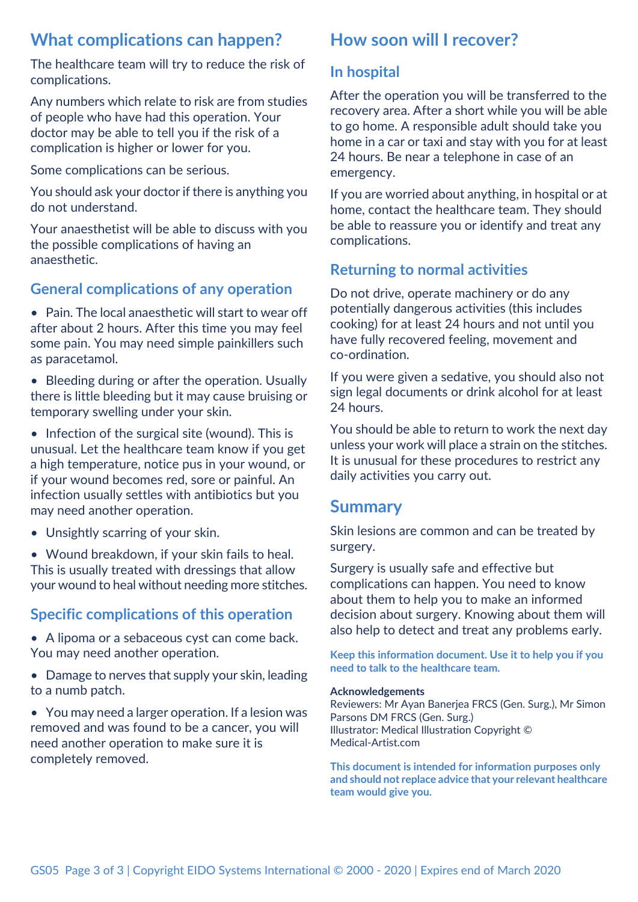## What complications can happen?

The healthcare team will try to reduce the risk of complications.

Any numbers which relate to risk are from studies of people who have had this operation. Your doctor may be able to tell you if the risk of a complication is higher or lower for you.

Some complications can be serious.

You should ask your doctor if there is anything you do not understand.

Your anaesthetist will be able to discuss with you the possible complications of having an anaesthetic.

### General complications of any operation

- Pain. The local anaesthetic will start to wear off after about 2 hours. After this time you may feel some pain. You may need simple painkillers such as paracetamol.
- Bleeding during or after the operation. Usually there is little bleeding but it may cause bruising or temporary swelling under your skin.
- Infection of the surgical site (wound). This is unusual. Let the healthcare team know if you get a high temperature, notice pus in your wound, or if your wound becomes red, sore or painful. An infection usually settles with antibiotics but you may need another operation.
- Unsightly scarring of your skin.
- Wound breakdown, if your skin fails to heal. This is usually treated with dressings that allow your wound to heal without needing more stitches.

### Specific complications of this operation

- A lipoma or a sebaceous cyst can come back. You may need another operation.
- Damage to nerves that supply your skin, leading to a numb patch.
- You may need a larger operation. If a lesion was removed and was found to be a cancer, you will need another operation to make sure it is completely removed.

## How soon will I recover?

### In hospital

After the operation you will be transferred to the recovery area. After a short while you will be able to go home. A responsible adult should take you home in a car or taxi and stay with you for at least 24 hours. Be near a telephone in case of an emergency.

If you are worried about anything, in hospital or at home, contact the healthcare team. They should be able to reassure you or identify and treat any complications.

### Returning to normal activities

Do not drive, operate machinery or do any potentially dangerous activities (this includes cooking) for at least 24 hours and not until you have fully recovered feeling, movement and co-ordination.

If you were given a sedative, you should also not sign legal documents or drink alcohol for at least 24 hours.

You should be able to return to work the next day unless your work will place a strain on the stitches. It is unusual for these procedures to restrict any daily activities you carry out.

## Summary

Skin lesions are common and can be treated by surgery.

Surgery is usually safe and effective but complications can happen. You need to know about them to help you to make an informed decision about surgery. Knowing about them will also help to detect and treat any problems early.

**Keep this information document. Use it to help you if you need to talk to the healthcare team.**

**Acknowledgements**
Reviewers: Mr Ayan Banerjea FRCS (Gen. Surg.), Mr Simon Parsons DM FRCS (Gen. Surg.)
Illustrator: Medical Illustration Copyright © Medical-Artist.com

**This document is intended for information purposes only and should not replace advice that your relevant healthcare team would give you.**